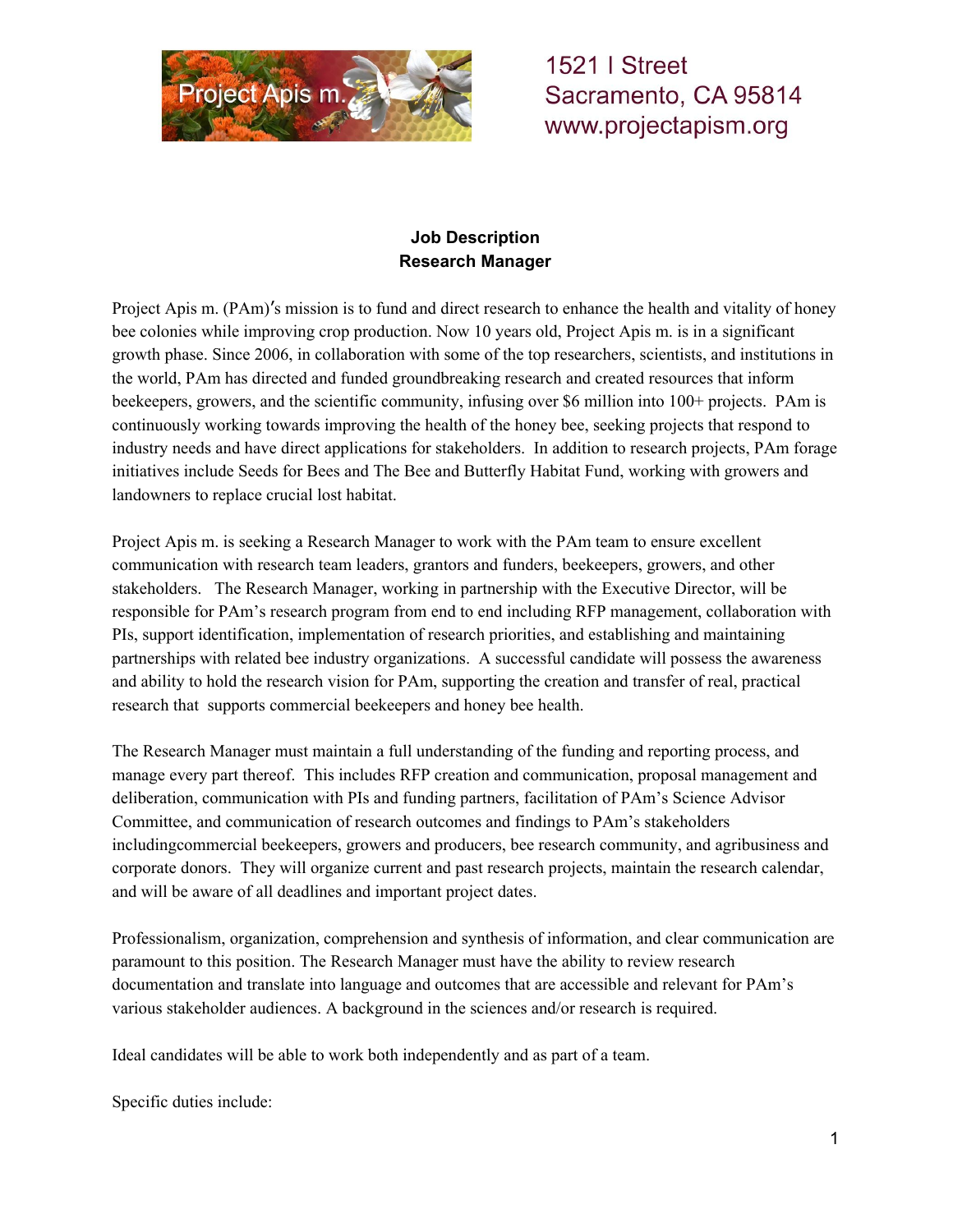Project Apis m.

1521 I Street
Sacramento, CA 95814
www.projectapism.org

**Job Description**
**Research Manager**

Project Apis m. (PAm)′s mission is to fund and direct research to enhance the health and vitality of honey bee colonies while improving crop production. Now 10 years old, Project Apis m. is in a significant growth phase. Since 2006, in collaboration with some of the top researchers, scientists, and institutions in the world, PAm has directed and funded groundbreaking research and created resources that inform beekeepers, growers, and the scientific community, infusing over $6 million into 100+ projects. PAm is continuously working towards improving the health of the honey bee, seeking projects that respond to industry needs and have direct applications for stakeholders. In addition to research projects, PAm forage initiatives include Seeds for Bees and The Bee and Butterfly Habitat Fund, working with growers and landowners to replace crucial lost habitat.

Project Apis m. is seeking a Research Manager to work with the PAm team to ensure excellent communication with research team leaders, grantors and funders, beekeepers, growers, and other stakeholders. The Research Manager, working in partnership with the Executive Director, will be responsible for PAm's research program from end to end including RFP management, collaboration with PIs, support identification, implementation of research priorities, and establishing and maintaining partnerships with related bee industry organizations. A successful candidate will possess the awareness and ability to hold the research vision for PAm, supporting the creation and transfer of real, practical research that supports commercial beekeepers and honey bee health.

The Research Manager must maintain a full understanding of the funding and reporting process, and manage every part thereof. This includes RFP creation and communication, proposal management and deliberation, communication with PIs and funding partners, facilitation of PAm's Science Advisor Committee, and communication of research outcomes and findings to PAm's stakeholders includingcommercial beekeepers, growers and producers, bee research community, and agribusiness and corporate donors. They will organize current and past research projects, maintain the research calendar, and will be aware of all deadlines and important project dates.

Professionalism, organization, comprehension and synthesis of information, and clear communication are paramount to this position. The Research Manager must have the ability to review research documentation and translate into language and outcomes that are accessible and relevant for PAm's various stakeholder audiences. A background in the sciences and/or research is required.

Ideal candidates will be able to work both independently and as part of a team.

Specific duties include: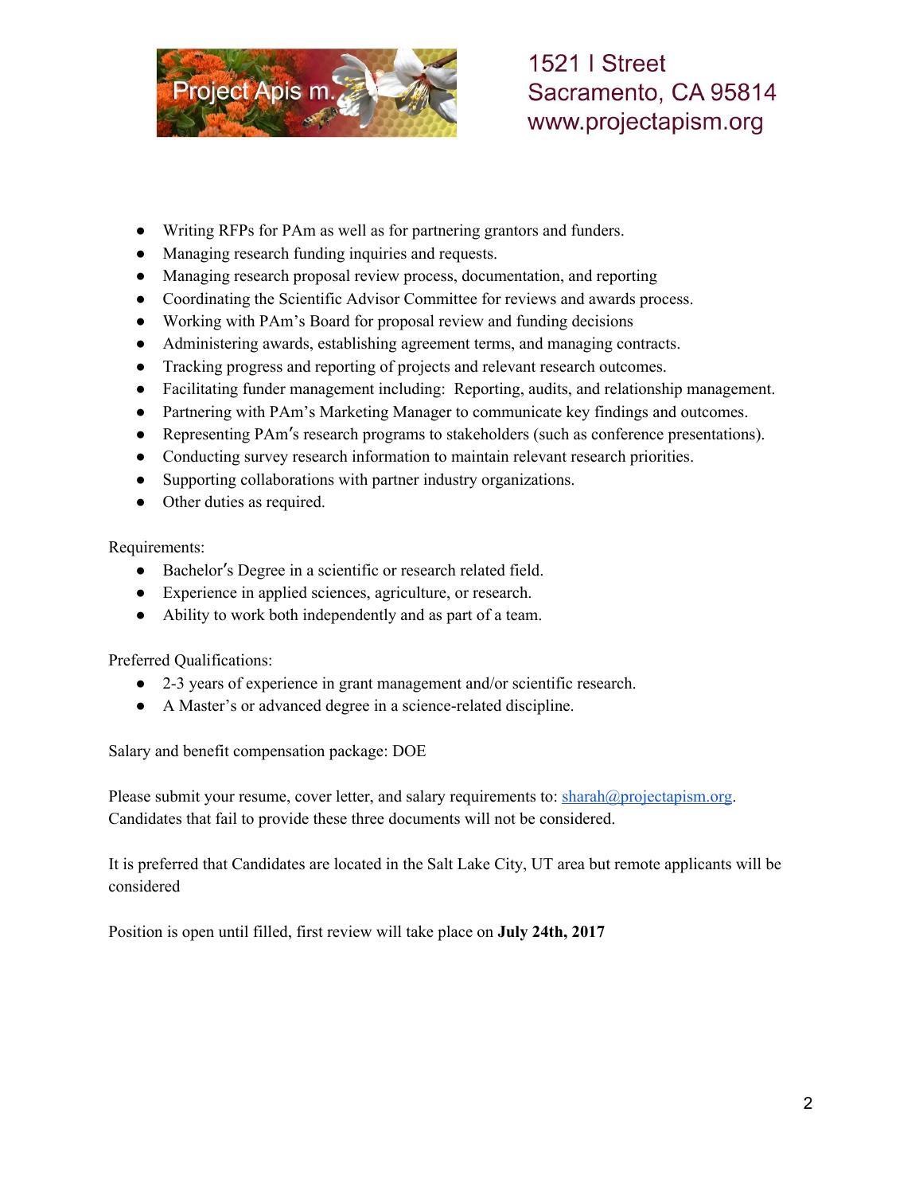- Writing RFPs for PAm as well as for partnering grantors and funders.
- Managing research funding inquiries and requests.
- Managing research proposal review process, documentation, and reporting
- Coordinating the Scientific Advisor Committee for reviews and awards process.
- Working with PAm's Board for proposal review and funding decisions
- Administering awards, establishing agreement terms, and managing contracts.
- Tracking progress and reporting of projects and relevant research outcomes.
- Facilitating funder management including: Reporting, audits, and relationship management.
- Partnering with PAm's Marketing Manager to communicate key findings and outcomes.
- Representing PAm's research programs to stakeholders (such as conference presentations).
- Conducting survey research information to maintain relevant research priorities.
- Supporting collaborations with partner industry organizations.
- Other duties as required.

Requirements:

- Bachelor's Degree in a scientific or research related field.
- Experience in applied sciences, agriculture, or research.
- Ability to work both independently and as part of a team.

Preferred Qualifications:

- 2-3 years of experience in grant management and/or scientific research.
- A Master's or advanced degree in a science-related discipline.

Salary and benefit compensation package: DOE

Please submit your resume, cover letter, and salary requirements to: sharah@projectapism.org. Candidates that fail to provide these three documents will not be considered.

It is preferred that Candidates are located in the Salt Lake City, UT area but remote applicants will be considered

Position is open until filled, first review will take place on **July 24th, 2017**